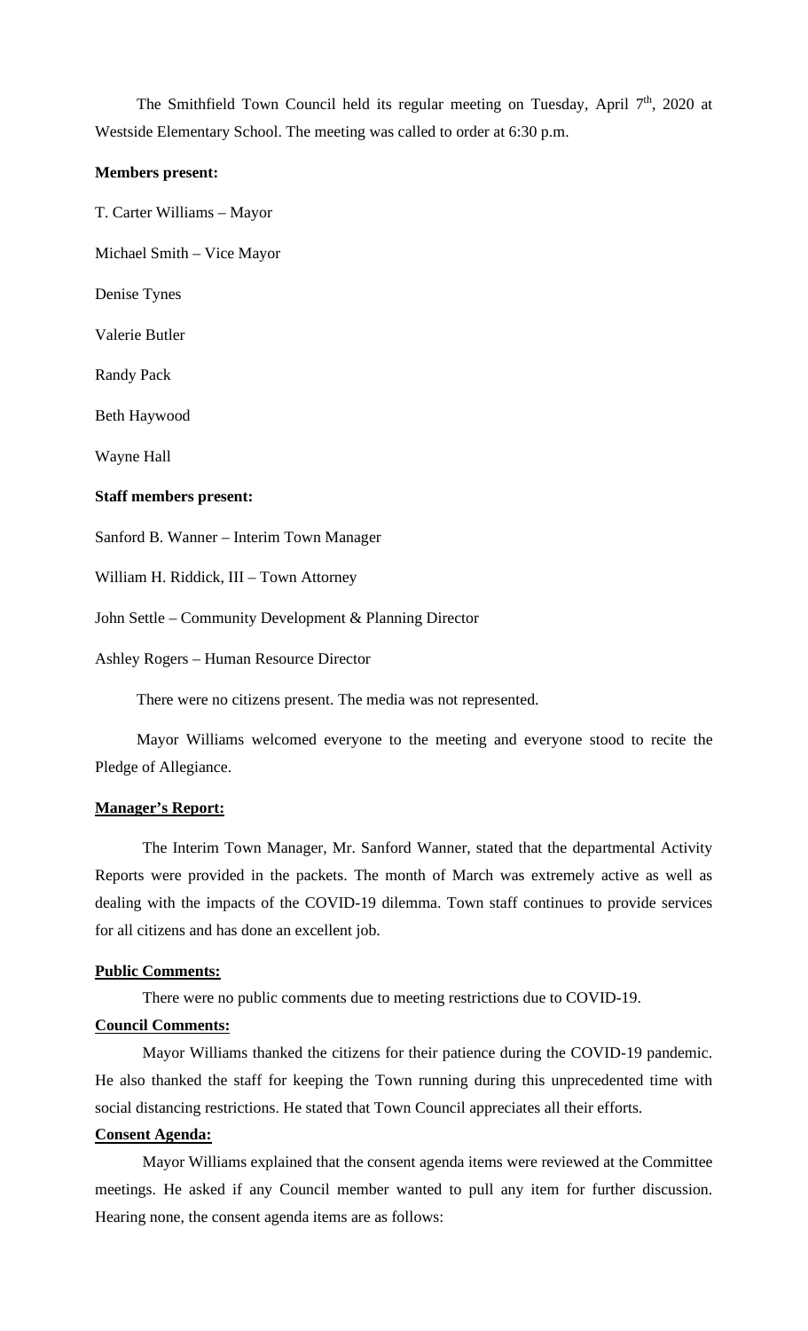The Smithfield Town Council held its regular meeting on Tuesday, April 7th, 2020 at Westside Elementary School. The meeting was called to order at 6:30 p.m.

**Members present:**

T. Carter Williams – Mayor

Michael Smith – Vice Mayor

Denise Tynes

Valerie Butler

Randy Pack

Beth Haywood

Wayne Hall

**Staff members present:**

Sanford B. Wanner – Interim Town Manager

William H. Riddick, III – Town Attorney

John Settle – Community Development & Planning Director

Ashley Rogers – Human Resource Director

There were no citizens present. The media was not represented.

Mayor Williams welcomed everyone to the meeting and everyone stood to recite the Pledge of Allegiance.

**Manager's Report:**

The Interim Town Manager, Mr. Sanford Wanner, stated that the departmental Activity Reports were provided in the packets. The month of March was extremely active as well as dealing with the impacts of the COVID-19 dilemma. Town staff continues to provide services for all citizens and has done an excellent job.

**Public Comments:**

There were no public comments due to meeting restrictions due to COVID-19.

**Council Comments:**

Mayor Williams thanked the citizens for their patience during the COVID-19 pandemic. He also thanked the staff for keeping the Town running during this unprecedented time with social distancing restrictions. He stated that Town Council appreciates all their efforts.

**Consent Agenda:**

Mayor Williams explained that the consent agenda items were reviewed at the Committee meetings. He asked if any Council member wanted to pull any item for further discussion. Hearing none, the consent agenda items are as follows: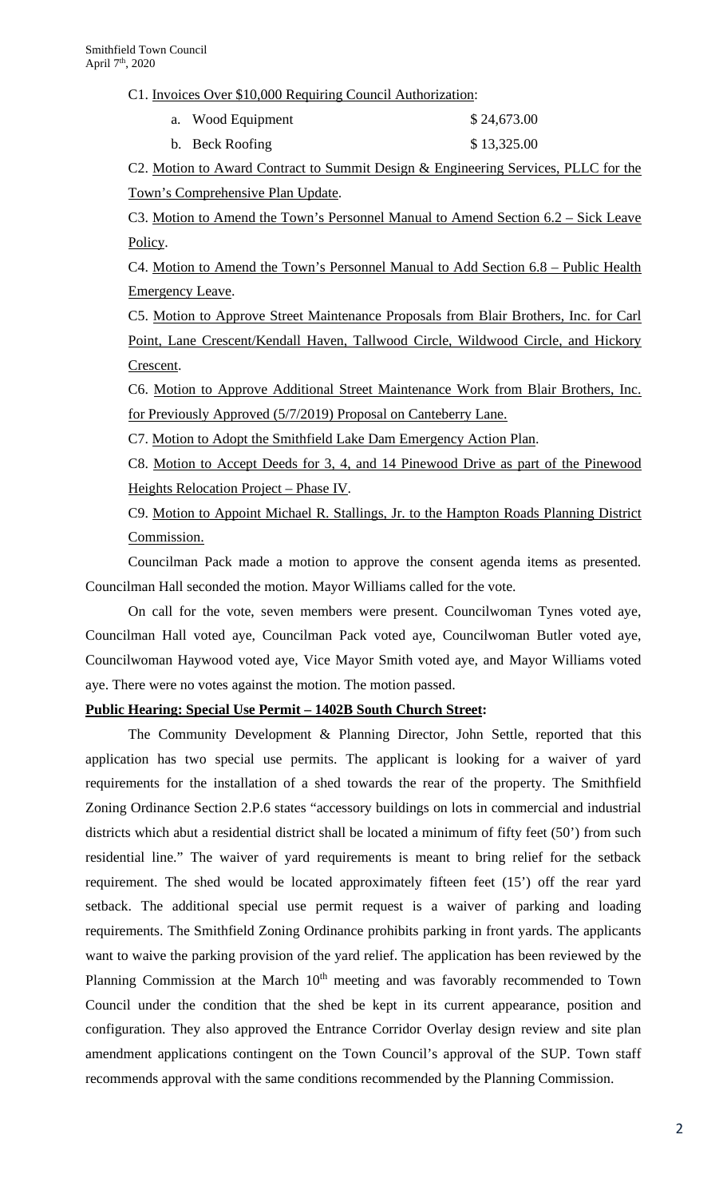C1. Invoices Over $10,000 Requiring Council Authorization:

a. Wood Equipment $ 24,673.00

b. Beck Roofing $ 13,325.00

C2. Motion to Award Contract to Summit Design & Engineering Services, PLLC for the Town's Comprehensive Plan Update.

C3. Motion to Amend the Town's Personnel Manual to Amend Section 6.2 – Sick Leave Policy.

C4. Motion to Amend the Town's Personnel Manual to Add Section 6.8 – Public Health Emergency Leave.

C5. Motion to Approve Street Maintenance Proposals from Blair Brothers, Inc. for Carl Point, Lane Crescent/Kendall Haven, Tallwood Circle, Wildwood Circle, and Hickory Crescent.

C6. Motion to Approve Additional Street Maintenance Work from Blair Brothers, Inc. for Previously Approved (5/7/2019) Proposal on Canteberry Lane.

C7. Motion to Adopt the Smithfield Lake Dam Emergency Action Plan.

C8. Motion to Accept Deeds for 3, 4, and 14 Pinewood Drive as part of the Pinewood Heights Relocation Project – Phase IV.

C9. Motion to Appoint Michael R. Stallings, Jr. to the Hampton Roads Planning District Commission.

Councilman Pack made a motion to approve the consent agenda items as presented. Councilman Hall seconded the motion. Mayor Williams called for the vote.

On call for the vote, seven members were present. Councilwoman Tynes voted aye, Councilman Hall voted aye, Councilman Pack voted aye, Councilwoman Butler voted aye, Councilwoman Haywood voted aye, Vice Mayor Smith voted aye, and Mayor Williams voted aye. There were no votes against the motion. The motion passed.

**Public Hearing: Special Use Permit – 1402B South Church Street:**

The Community Development & Planning Director, John Settle, reported that this application has two special use permits. The applicant is looking for a waiver of yard requirements for the installation of a shed towards the rear of the property. The Smithfield Zoning Ordinance Section 2.P.6 states "accessory buildings on lots in commercial and industrial districts which abut a residential district shall be located a minimum of fifty feet (50') from such residential line." The waiver of yard requirements is meant to bring relief for the setback requirement. The shed would be located approximately fifteen feet (15') off the rear yard setback. The additional special use permit request is a waiver of parking and loading requirements. The Smithfield Zoning Ordinance prohibits parking in front yards. The applicants want to waive the parking provision of the yard relief. The application has been reviewed by the Planning Commission at the March 10th meeting and was favorably recommended to Town Council under the condition that the shed be kept in its current appearance, position and configuration. They also approved the Entrance Corridor Overlay design review and site plan amendment applications contingent on the Town Council's approval of the SUP. Town staff recommends approval with the same conditions recommended by the Planning Commission.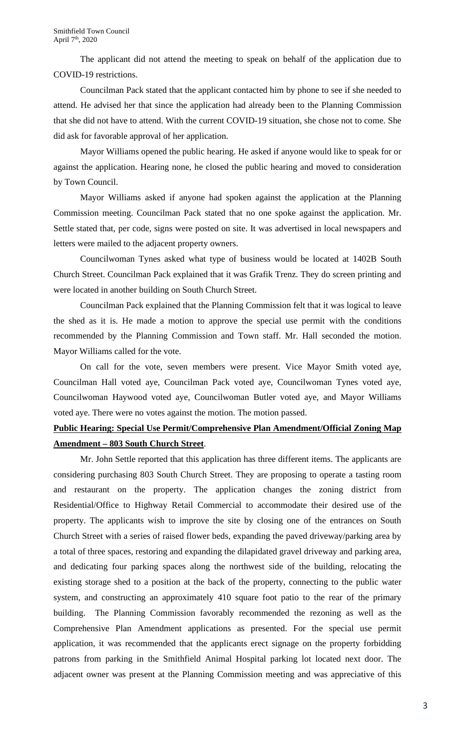The applicant did not attend the meeting to speak on behalf of the application due to COVID-19 restrictions.

Councilman Pack stated that the applicant contacted him by phone to see if she needed to attend. He advised her that since the application had already been to the Planning Commission that she did not have to attend. With the current COVID-19 situation, she chose not to come. She did ask for favorable approval of her application.

Mayor Williams opened the public hearing. He asked if anyone would like to speak for or against the application. Hearing none, he closed the public hearing and moved to consideration by Town Council.

Mayor Williams asked if anyone had spoken against the application at the Planning Commission meeting. Councilman Pack stated that no one spoke against the application. Mr. Settle stated that, per code, signs were posted on site. It was advertised in local newspapers and letters were mailed to the adjacent property owners.

Councilwoman Tynes asked what type of business would be located at 1402B South Church Street. Councilman Pack explained that it was Grafik Trenz. They do screen printing and were located in another building on South Church Street.

Councilman Pack explained that the Planning Commission felt that it was logical to leave the shed as it is. He made a motion to approve the special use permit with the conditions recommended by the Planning Commission and Town staff. Mr. Hall seconded the motion. Mayor Williams called for the vote.

On call for the vote, seven members were present. Vice Mayor Smith voted aye, Councilman Hall voted aye, Councilman Pack voted aye, Councilwoman Tynes voted aye, Councilwoman Haywood voted aye, Councilwoman Butler voted aye, and Mayor Williams voted aye. There were no votes against the motion. The motion passed.

**Public Hearing: Special Use Permit/Comprehensive Plan Amendment/Official Zoning Map Amendment – 803 South Church Street**.

Mr. John Settle reported that this application has three different items. The applicants are considering purchasing 803 South Church Street. They are proposing to operate a tasting room and restaurant on the property. The application changes the zoning district from Residential/Office to Highway Retail Commercial to accommodate their desired use of the property. The applicants wish to improve the site by closing one of the entrances on South Church Street with a series of raised flower beds, expanding the paved driveway/parking area by a total of three spaces, restoring and expanding the dilapidated gravel driveway and parking area, and dedicating four parking spaces along the northwest side of the building, relocating the existing storage shed to a position at the back of the property, connecting to the public water system, and constructing an approximately 410 square foot patio to the rear of the primary building. The Planning Commission favorably recommended the rezoning as well as the Comprehensive Plan Amendment applications as presented. For the special use permit application, it was recommended that the applicants erect signage on the property forbidding patrons from parking in the Smithfield Animal Hospital parking lot located next door. The adjacent owner was present at the Planning Commission meeting and was appreciative of this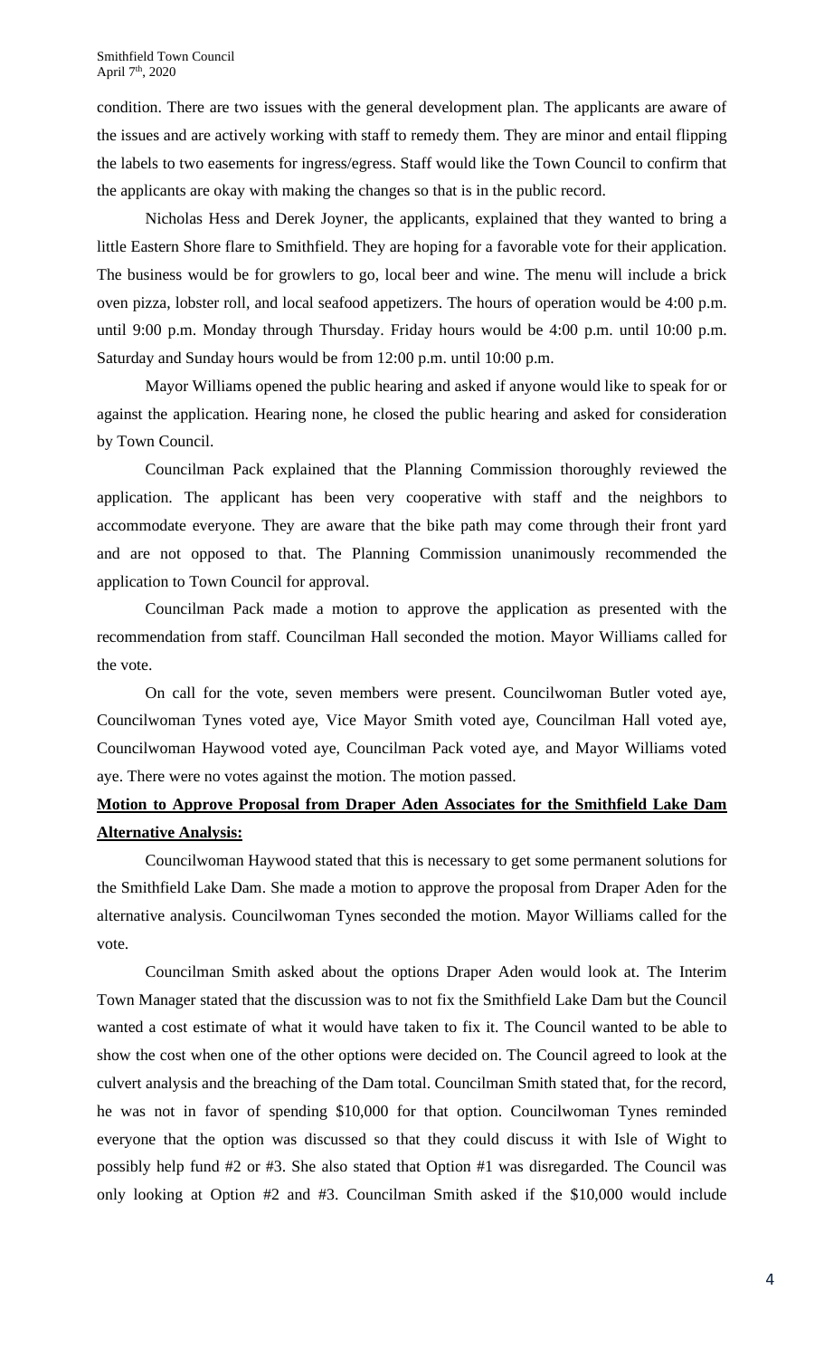condition. There are two issues with the general development plan. The applicants are aware of the issues and are actively working with staff to remedy them. They are minor and entail flipping the labels to two easements for ingress/egress. Staff would like the Town Council to confirm that the applicants are okay with making the changes so that is in the public record.

Nicholas Hess and Derek Joyner, the applicants, explained that they wanted to bring a little Eastern Shore flare to Smithfield. They are hoping for a favorable vote for their application. The business would be for growlers to go, local beer and wine. The menu will include a brick oven pizza, lobster roll, and local seafood appetizers. The hours of operation would be 4:00 p.m. until 9:00 p.m. Monday through Thursday. Friday hours would be 4:00 p.m. until 10:00 p.m. Saturday and Sunday hours would be from 12:00 p.m. until 10:00 p.m.

Mayor Williams opened the public hearing and asked if anyone would like to speak for or against the application. Hearing none, he closed the public hearing and asked for consideration by Town Council.

Councilman Pack explained that the Planning Commission thoroughly reviewed the application. The applicant has been very cooperative with staff and the neighbors to accommodate everyone. They are aware that the bike path may come through their front yard and are not opposed to that. The Planning Commission unanimously recommended the application to Town Council for approval.

Councilman Pack made a motion to approve the application as presented with the recommendation from staff. Councilman Hall seconded the motion. Mayor Williams called for the vote.

On call for the vote, seven members were present. Councilwoman Butler voted aye, Councilwoman Tynes voted aye, Vice Mayor Smith voted aye, Councilman Hall voted aye, Councilwoman Haywood voted aye, Councilman Pack voted aye, and Mayor Williams voted aye. There were no votes against the motion. The motion passed.

**Motion to Approve Proposal from Draper Aden Associates for the Smithfield Lake Dam Alternative Analysis:**

Councilwoman Haywood stated that this is necessary to get some permanent solutions for the Smithfield Lake Dam. She made a motion to approve the proposal from Draper Aden for the alternative analysis. Councilwoman Tynes seconded the motion. Mayor Williams called for the vote.

Councilman Smith asked about the options Draper Aden would look at. The Interim Town Manager stated that the discussion was to not fix the Smithfield Lake Dam but the Council wanted a cost estimate of what it would have taken to fix it. The Council wanted to be able to show the cost when one of the other options were decided on. The Council agreed to look at the culvert analysis and the breaching of the Dam total. Councilman Smith stated that, for the record, he was not in favor of spending $10,000 for that option. Councilwoman Tynes reminded everyone that the option was discussed so that they could discuss it with Isle of Wight to possibly help fund #2 or #3. She also stated that Option #1 was disregarded. The Council was only looking at Option #2 and #3. Councilman Smith asked if the $10,000 would include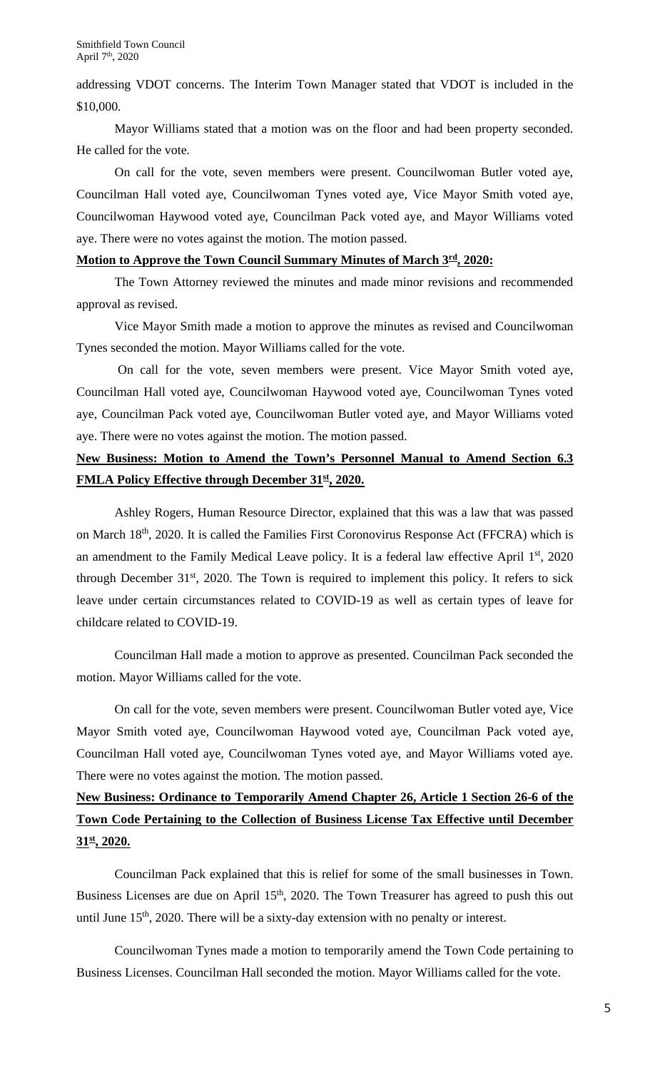addressing VDOT concerns. The Interim Town Manager stated that VDOT is included in the $10,000.

Mayor Williams stated that a motion was on the floor and had been property seconded. He called for the vote.

On call for the vote, seven members were present. Councilwoman Butler voted aye, Councilman Hall voted aye, Councilwoman Tynes voted aye, Vice Mayor Smith voted aye, Councilwoman Haywood voted aye, Councilman Pack voted aye, and Mayor Williams voted aye. There were no votes against the motion. The motion passed.

**Motion to Approve the Town Council Summary Minutes of March 3rd, 2020:**

The Town Attorney reviewed the minutes and made minor revisions and recommended approval as revised.

Vice Mayor Smith made a motion to approve the minutes as revised and Councilwoman Tynes seconded the motion. Mayor Williams called for the vote.

On call for the vote, seven members were present. Vice Mayor Smith voted aye, Councilman Hall voted aye, Councilwoman Haywood voted aye, Councilwoman Tynes voted aye, Councilman Pack voted aye, Councilwoman Butler voted aye, and Mayor Williams voted aye. There were no votes against the motion. The motion passed.

**New Business: Motion to Amend the Town's Personnel Manual to Amend Section 6.3 FMLA Policy Effective through December 31st, 2020.**

Ashley Rogers, Human Resource Director, explained that this was a law that was passed on March 18th, 2020. It is called the Families First Coronovirus Response Act (FFCRA) which is an amendment to the Family Medical Leave policy. It is a federal law effective April 1st, 2020 through December 31st, 2020. The Town is required to implement this policy. It refers to sick leave under certain circumstances related to COVID-19 as well as certain types of leave for childcare related to COVID-19.

Councilman Hall made a motion to approve as presented. Councilman Pack seconded the motion. Mayor Williams called for the vote.

On call for the vote, seven members were present. Councilwoman Butler voted aye, Vice Mayor Smith voted aye, Councilwoman Haywood voted aye, Councilman Pack voted aye, Councilman Hall voted aye, Councilwoman Tynes voted aye, and Mayor Williams voted aye. There were no votes against the motion. The motion passed.

**New Business: Ordinance to Temporarily Amend Chapter 26, Article 1 Section 26-6 of the Town Code Pertaining to the Collection of Business License Tax Effective until December 31st, 2020.**

Councilman Pack explained that this is relief for some of the small businesses in Town. Business Licenses are due on April 15th, 2020. The Town Treasurer has agreed to push this out until June 15th, 2020. There will be a sixty-day extension with no penalty or interest.

Councilwoman Tynes made a motion to temporarily amend the Town Code pertaining to Business Licenses. Councilman Hall seconded the motion. Mayor Williams called for the vote.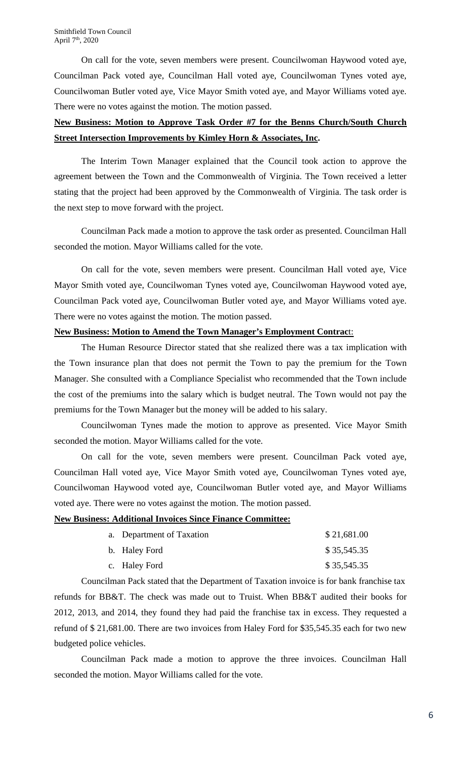On call for the vote, seven members were present. Councilwoman Haywood voted aye, Councilman Pack voted aye, Councilman Hall voted aye, Councilwoman Tynes voted aye, Councilwoman Butler voted aye, Vice Mayor Smith voted aye, and Mayor Williams voted aye. There were no votes against the motion. The motion passed.

**New Business: Motion to Approve Task Order #7 for the Benns Church/South Church Street Intersection Improvements by Kimley Horn & Associates, Inc.**

The Interim Town Manager explained that the Council took action to approve the agreement between the Town and the Commonwealth of Virginia. The Town received a letter stating that the project had been approved by the Commonwealth of Virginia. The task order is the next step to move forward with the project.

Councilman Pack made a motion to approve the task order as presented. Councilman Hall seconded the motion. Mayor Williams called for the vote.

On call for the vote, seven members were present. Councilman Hall voted aye, Vice Mayor Smith voted aye, Councilwoman Tynes voted aye, Councilwoman Haywood voted aye, Councilman Pack voted aye, Councilwoman Butler voted aye, and Mayor Williams voted aye. There were no votes against the motion. The motion passed.

**New Business: Motion to Amend the Town Manager's Employment Contract:**

The Human Resource Director stated that she realized there was a tax implication with the Town insurance plan that does not permit the Town to pay the premium for the Town Manager. She consulted with a Compliance Specialist who recommended that the Town include the cost of the premiums into the salary which is budget neutral. The Town would not pay the premiums for the Town Manager but the money will be added to his salary.

Councilwoman Tynes made the motion to approve as presented. Vice Mayor Smith seconded the motion. Mayor Williams called for the vote.

On call for the vote, seven members were present. Councilman Pack voted aye, Councilman Hall voted aye, Vice Mayor Smith voted aye, Councilwoman Tynes voted aye, Councilwoman Haywood voted aye, Councilwoman Butler voted aye, and Mayor Williams voted aye. There were no votes against the motion. The motion passed.

**New Business: Additional Invoices Since Finance Committee:**

a. Department of Taxation — $ 21,681.00
b. Haley Ford — $ 35,545.35
c. Haley Ford — $ 35,545.35

Councilman Pack stated that the Department of Taxation invoice is for bank franchise tax refunds for BB&T. The check was made out to Truist. When BB&T audited their books for 2012, 2013, and 2014, they found they had paid the franchise tax in excess. They requested a refund of $ 21,681.00. There are two invoices from Haley Ford for $35,545.35 each for two new budgeted police vehicles.

Councilman Pack made a motion to approve the three invoices. Councilman Hall seconded the motion. Mayor Williams called for the vote.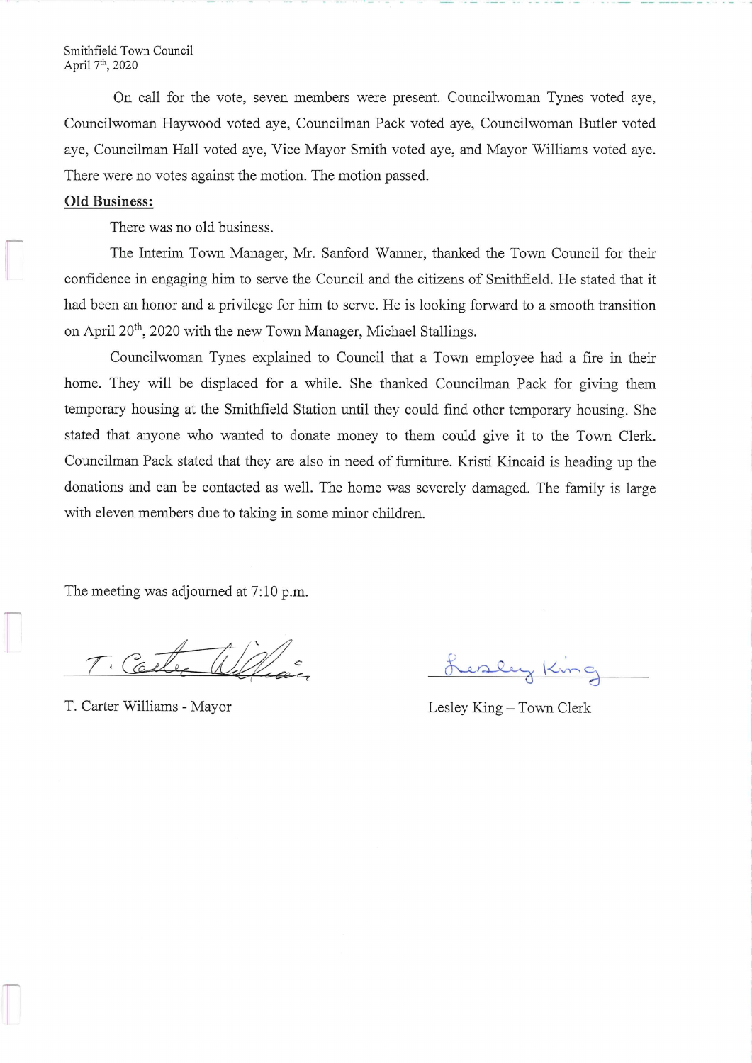On call for the vote, seven members were present. Councilwoman Tynes voted aye, Councilwoman Haywood voted aye, Councilman Pack voted aye, Councilwoman Butler voted aye, Councilman Hall voted aye, Vice Mayor Smith voted aye, and Mayor Williams voted aye. There were no votes against the motion. The motion passed.

**Old Business:**

There was no old business.

The Interim Town Manager, Mr. Sanford Wanner, thanked the Town Council for their confidence in engaging him to serve the Council and the citizens of Smithfield. He stated that it had been an honor and a privilege for him to serve. He is looking forward to a smooth transition on April 20th, 2020 with the new Town Manager, Michael Stallings.

Councilwoman Tynes explained to Council that a Town employee had a fire in their home. They will be displaced for a while. She thanked Councilman Pack for giving them temporary housing at the Smithfield Station until they could find other temporary housing. She stated that anyone who wanted to donate money to them could give it to the Town Clerk. Councilman Pack stated that they are also in need of furniture. Kristi Kincaid is heading up the donations and can be contacted as well. The home was severely damaged. The family is large with eleven members due to taking in some minor children.

The meeting was adjourned at 7:10 p.m.

T. Carter Williams - Mayor

Lesley King – Town Clerk